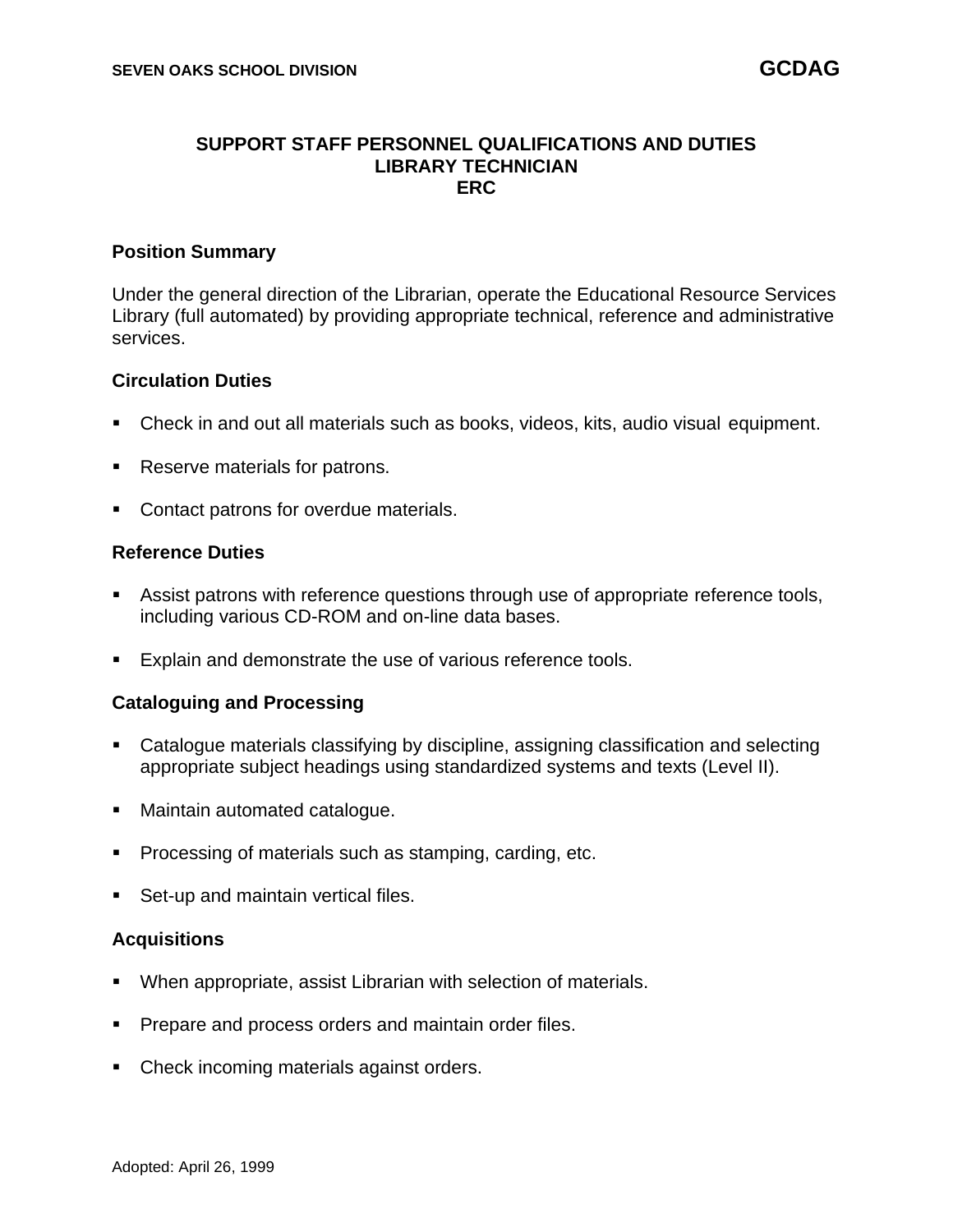# SUPPORT STAFF PERSONNEL QUALIFICATIONS AND DUTIES
## LIBRARY TECHNICIAN
## ERC

### Position Summary

Under the general direction of the Librarian, operate the Educational Resource Services Library (full automated) by providing appropriate technical, reference and administrative services.

### Circulation Duties

- Check in and out all materials such as books, videos, kits, audio visual equipment.
- Reserve materials for patrons.
- Contact patrons for overdue materials.

### Reference Duties

- Assist patrons with reference questions through use of appropriate reference tools, including various CD-ROM and on-line data bases.
- Explain and demonstrate the use of various reference tools.

### Cataloguing and Processing

- Catalogue materials classifying by discipline, assigning classification and selecting appropriate subject headings using standardized systems and texts (Level II).
- Maintain automated catalogue.
- Processing of materials such as stamping, carding, etc.
- Set-up and maintain vertical files.

### Acquisitions

- When appropriate, assist Librarian with selection of materials.
- Prepare and process orders and maintain order files.
- Check incoming materials against orders.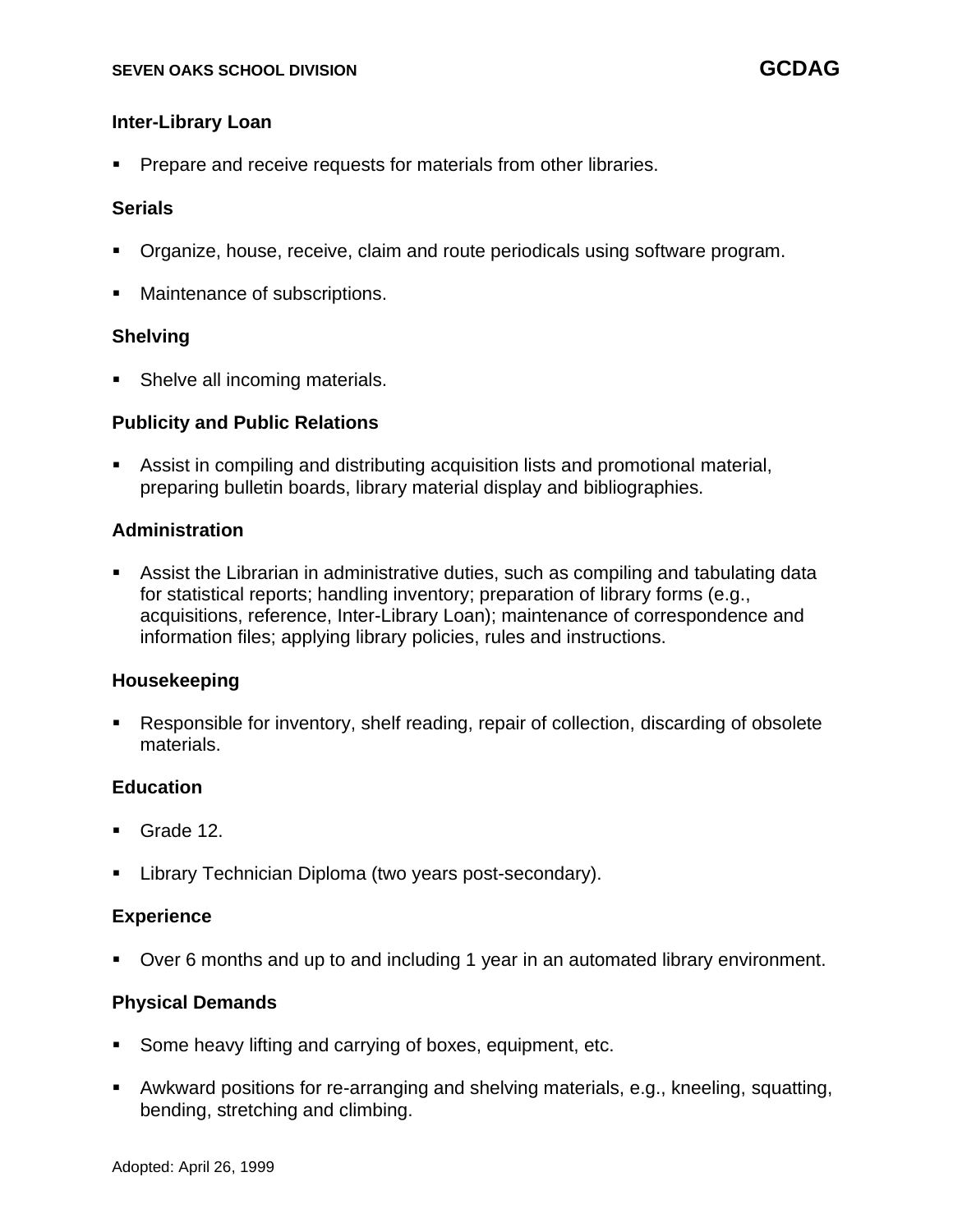### Inter-Library Loan

- Prepare and receive requests for materials from other libraries.

### Serials

- Organize, house, receive, claim and route periodicals using software program.
- Maintenance of subscriptions.

### Shelving

- Shelve all incoming materials.

### Publicity and Public Relations

- Assist in compiling and distributing acquisition lists and promotional material, preparing bulletin boards, library material display and bibliographies.

### Administration

- Assist the Librarian in administrative duties, such as compiling and tabulating data for statistical reports; handling inventory; preparation of library forms (e.g., acquisitions, reference, Inter-Library Loan); maintenance of correspondence and information files; applying library policies, rules and instructions.

### Housekeeping

- Responsible for inventory, shelf reading, repair of collection, discarding of obsolete materials.

### Education

- Grade 12.
- Library Technician Diploma (two years post-secondary).

### Experience

- Over 6 months and up to and including 1 year in an automated library environment.

### Physical Demands

- Some heavy lifting and carrying of boxes, equipment, etc.
- Awkward positions for re-arranging and shelving materials, e.g., kneeling, squatting, bending, stretching and climbing.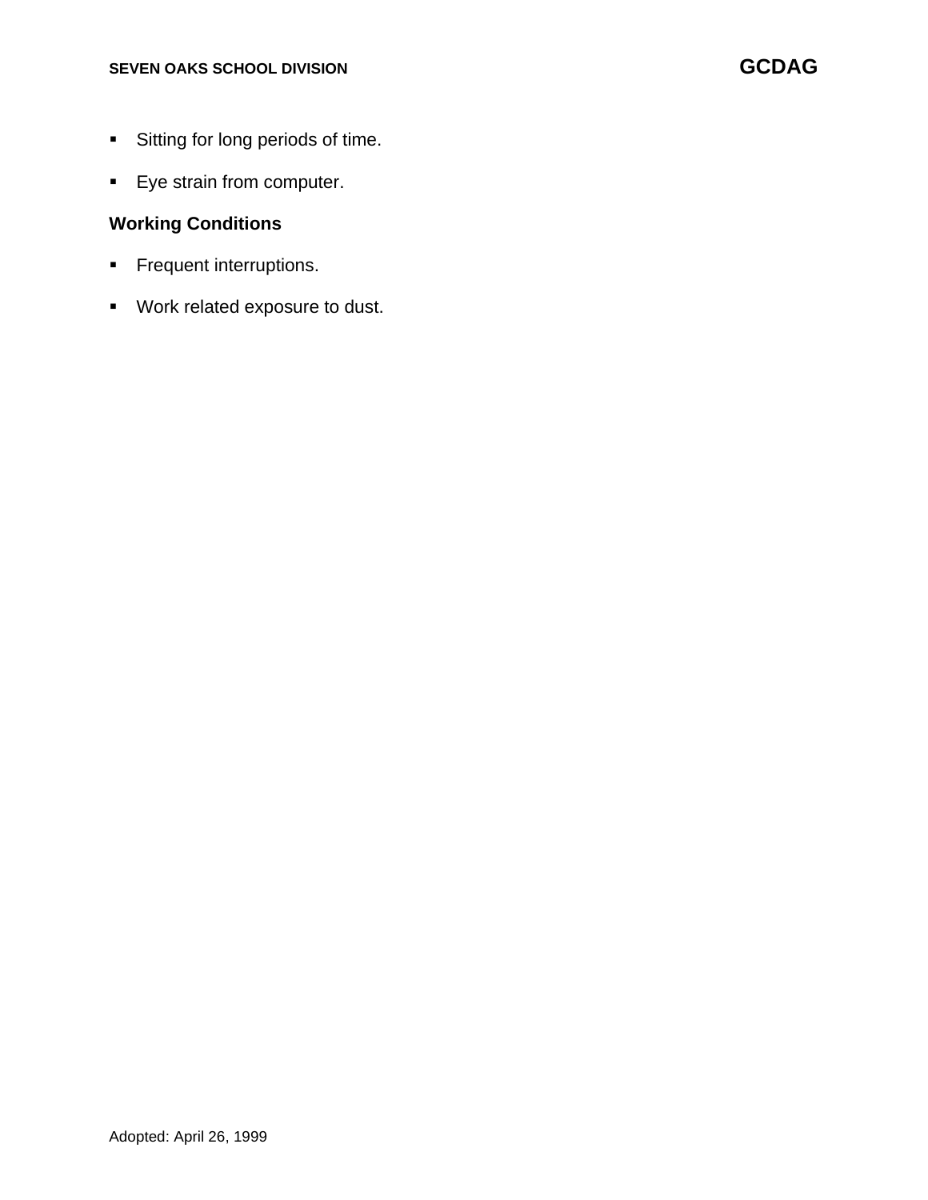- Sitting for long periods of time.
- Eye strain from computer.

**Working Conditions**

- Frequent interruptions.
- Work related exposure to dust.

Adopted: April 26, 1999